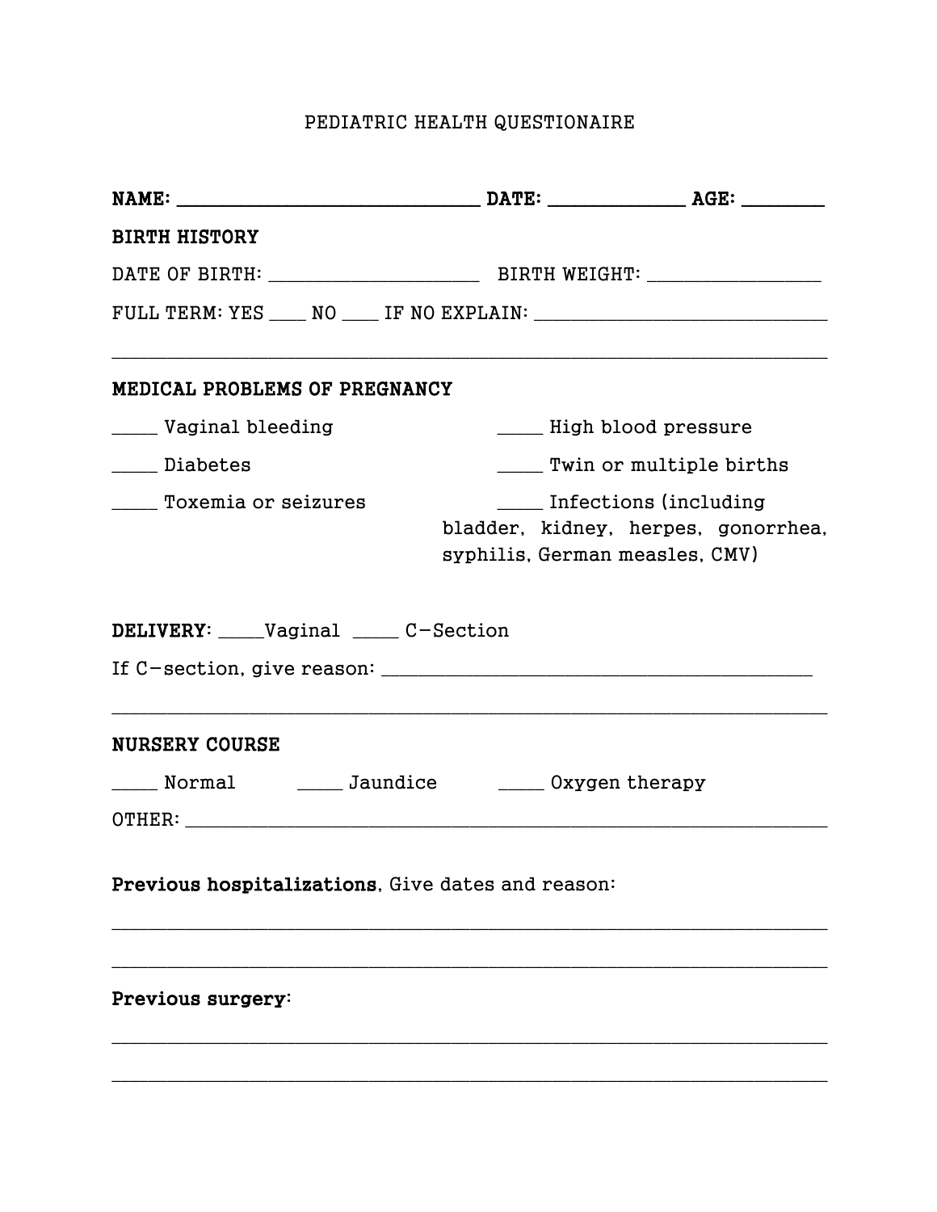# PEDIATRIC HEALTH QUESTIONAIRE

**NAME:** ______________________________ **DATE:** _____________ **AGE:** _______

**BIRTH HISTORY**

DATE OF BIRTH: ____________________ BIRTH WEIGHT: ________________

FULL TERM: YES ___ NO ___ IF NO EXPLAIN: ___________________________

_______________________________________________________________________

**MEDICAL PROBLEMS OF PREGNANCY**

____ Vaginal bleeding

____ High blood pressure

____ Diabetes

____ Twin or multiple births

____ Toxemia or seizures

____ Infections (including bladder, kidney, herpes, gonorrhea, syphilis, German measles, CMV)

**DELIVERY**: ____Vaginal ____ C-Section

If C-section, give reason: ____________________________________________

_______________________________________________________________________

**NURSERY COURSE**

____ Normal ____ Jaundice ____ Oxygen therapy

OTHER: ________________________________________________________________

**Previous hospitalizations**, Give dates and reason:

_______________________________________________________________________

_______________________________________________________________________

**Previous surgery**:

_______________________________________________________________________

_______________________________________________________________________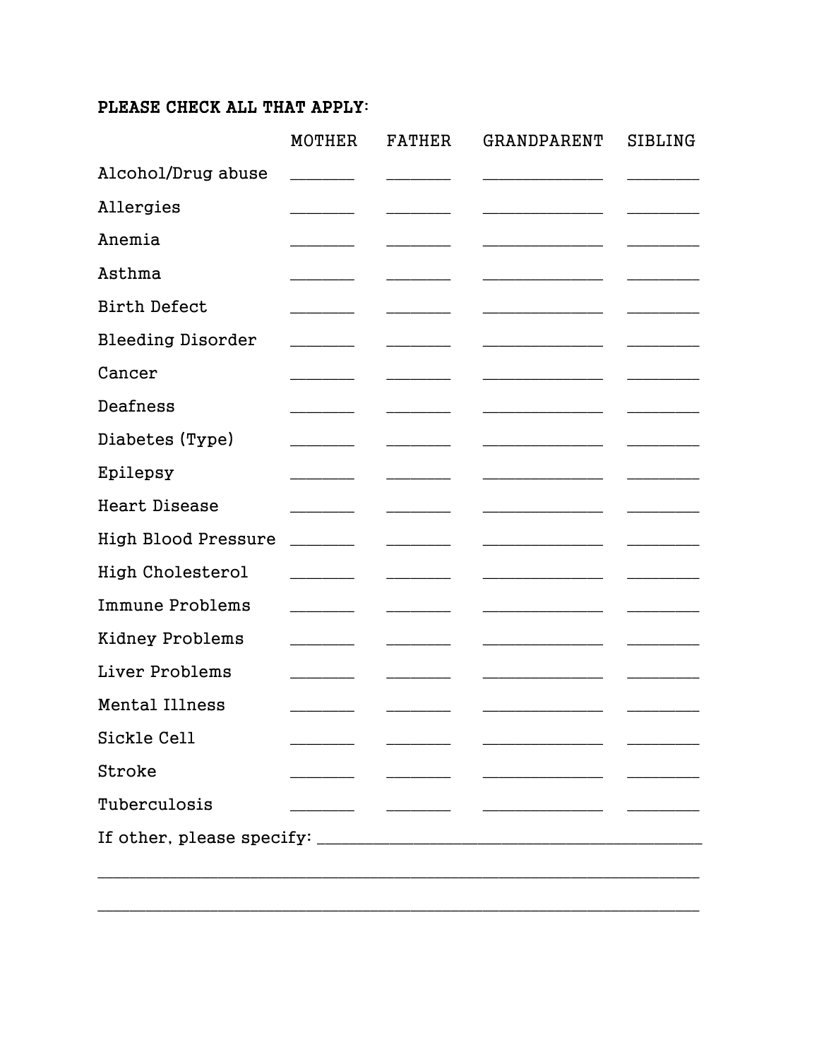**PLEASE CHECK ALL THAT APPLY:**

| | MOTHER | FATHER | GRANDPARENT | SIBLING |
|---|---|---|---|---|
| Alcohol/Drug abuse | _______ | _______ | _____________ | ________ |
| Allergies | _______ | _______ | _____________ | ________ |
| Anemia | _______ | _______ | _____________ | ________ |
| Asthma | _______ | _______ | _____________ | ________ |
| Birth Defect | _______ | _______ | _____________ | ________ |
| Bleeding Disorder | _______ | _______ | _____________ | ________ |
| Cancer | _______ | _______ | _____________ | ________ |
| Deafness | _______ | _______ | _____________ | ________ |
| Diabetes (Type) | _______ | _______ | _____________ | ________ |
| Epilepsy | _______ | _______ | _____________ | ________ |
| Heart Disease | _______ | _______ | _____________ | ________ |
| High Blood Pressure | _______ | _______ | _____________ | ________ |
| High Cholesterol | _______ | _______ | _____________ | ________ |
| Immune Problems | _______ | _______ | _____________ | ________ |
| Kidney Problems | _______ | _______ | _____________ | ________ |
| Liver Problems | _______ | _______ | _____________ | ________ |
| Mental Illness | _______ | _______ | _____________ | ________ |
| Sickle Cell | _______ | _______ | _____________ | ________ |
| Stroke | _______ | _______ | _____________ | ________ |
| Tuberculosis | _______ | _______ | _____________ | ________ |

If other, please specify: ___________________________________________

_________________________________________________________________

_________________________________________________________________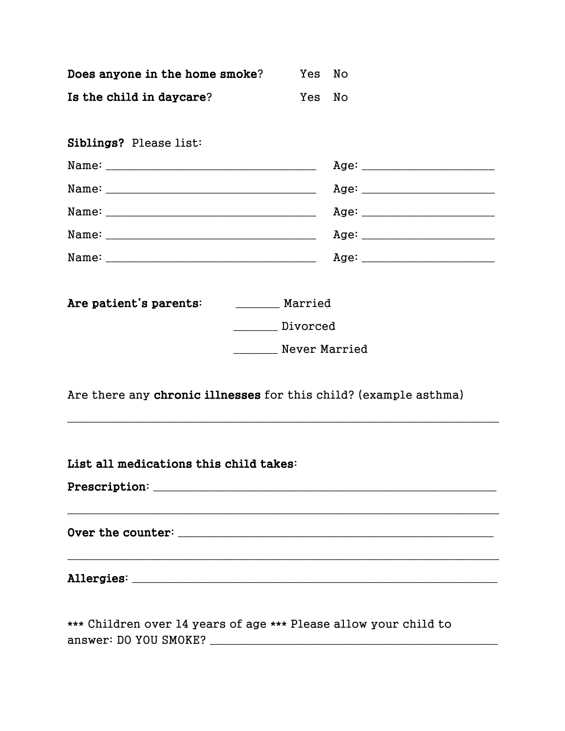**Does anyone in the home smoke**? Yes No

**Is the child in daycare**? Yes No

**Siblings?** Please list:

Name: ________________________________ Age: ____________________

Name: ________________________________ Age: ____________________

Name: ________________________________ Age: ____________________

Name: ________________________________ Age: ____________________

Name: ________________________________ Age: ____________________

**Are patient's parents**: _______ Married

_______ Divorced

_______ Never Married

Are there any **chronic illnesses** for this child? (example asthma)

__________________________________________________________________

**List all medications this child takes**:

**Prescription**: _____________________________________________________

__________________________________________________________________

**Over the counter**: _________________________________________________

__________________________________________________________________

**Allergies**: _______________________________________________________

*** Children over 14 years of age *** Please allow your child to answer: DO YOU SMOKE? ____________________________________